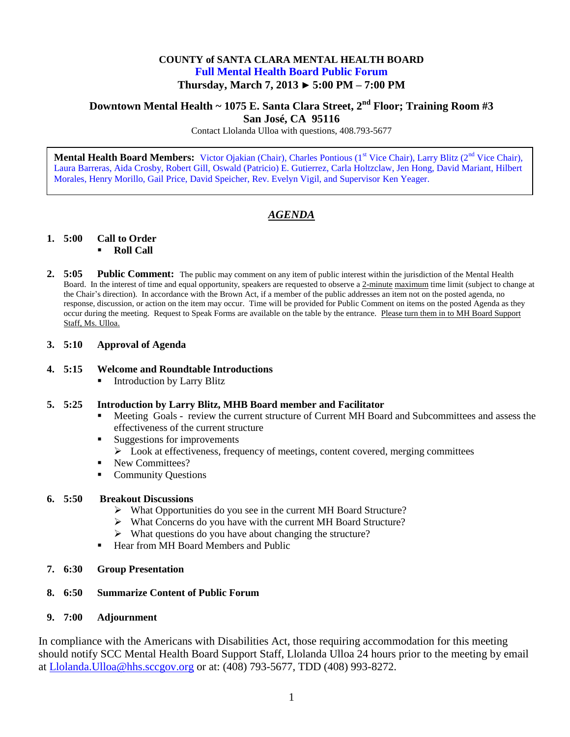**COUNTY of SANTA CLARA MENTAL HEALTH BOARD**

**Full Mental Health Board Public Forum**

**Thursday, March 7, 2013 ► 5:00 PM – 7:00 PM**

**Downtown Mental Health ~ 1075 E. Santa Clara Street, 2nd Floor; Training Room #3**
**San José, CA 95116**

Contact Llolanda Ulloa with questions, 408.793-5677

**Mental Health Board Members:** Victor Ojakian (Chair), Charles Pontious (1st Vice Chair), Larry Blitz (2nd Vice Chair), Laura Barreras, Aida Crosby, Robert Gill, Oswald (Patricio) E. Gutierrez, Carla Holtzclaw, Jen Hong, David Mariant, Hilbert Morales, Henry Morillo, Gail Price, David Speicher, Rev. Evelyn Vigil, and Supervisor Ken Yeager.

## ***AGENDA***

1. **5:00 Call to Order**
   - **Roll Call**

2. **5:05 Public Comment:** The public may comment on any item of public interest within the jurisdiction of the Mental Health Board. In the interest of time and equal opportunity, speakers are requested to observe a 2-minute maximum time limit (subject to change at the Chair's direction). In accordance with the Brown Act, if a member of the public addresses an item not on the posted agenda, no response, discussion, or action on the item may occur. Time will be provided for Public Comment on items on the posted Agenda as they occur during the meeting. Request to Speak Forms are available on the table by the entrance. Please turn them in to MH Board Support Staff, Ms. Ulloa.

3. **5:10 Approval of Agenda**

4. **5:15 Welcome and Roundtable Introductions**
   - Introduction by Larry Blitz

5. **5:25 Introduction by Larry Blitz, MHB Board member and Facilitator**
   - Meeting Goals - review the current structure of Current MH Board and Subcommittees and assess the effectiveness of the current structure
   - Suggestions for improvements
     - Look at effectiveness, frequency of meetings, content covered, merging committees
   - New Committees?
   - Community Questions

6. **5:50 Breakout Discussions**
   - What Opportunities do you see in the current MH Board Structure?
   - What Concerns do you have with the current MH Board Structure?
   - What questions do you have about changing the structure?
   - Hear from MH Board Members and Public

7. **6:30 Group Presentation**

8. **6:50 Summarize Content of Public Forum**

9. **7:00 Adjournment**

In compliance with the Americans with Disabilities Act, those requiring accommodation for this meeting should notify SCC Mental Health Board Support Staff, Llolanda Ulloa 24 hours prior to the meeting by email at Llolanda.Ulloa@hhs.sccgov.org or at: (408) 793-5677, TDD (408) 993-8272.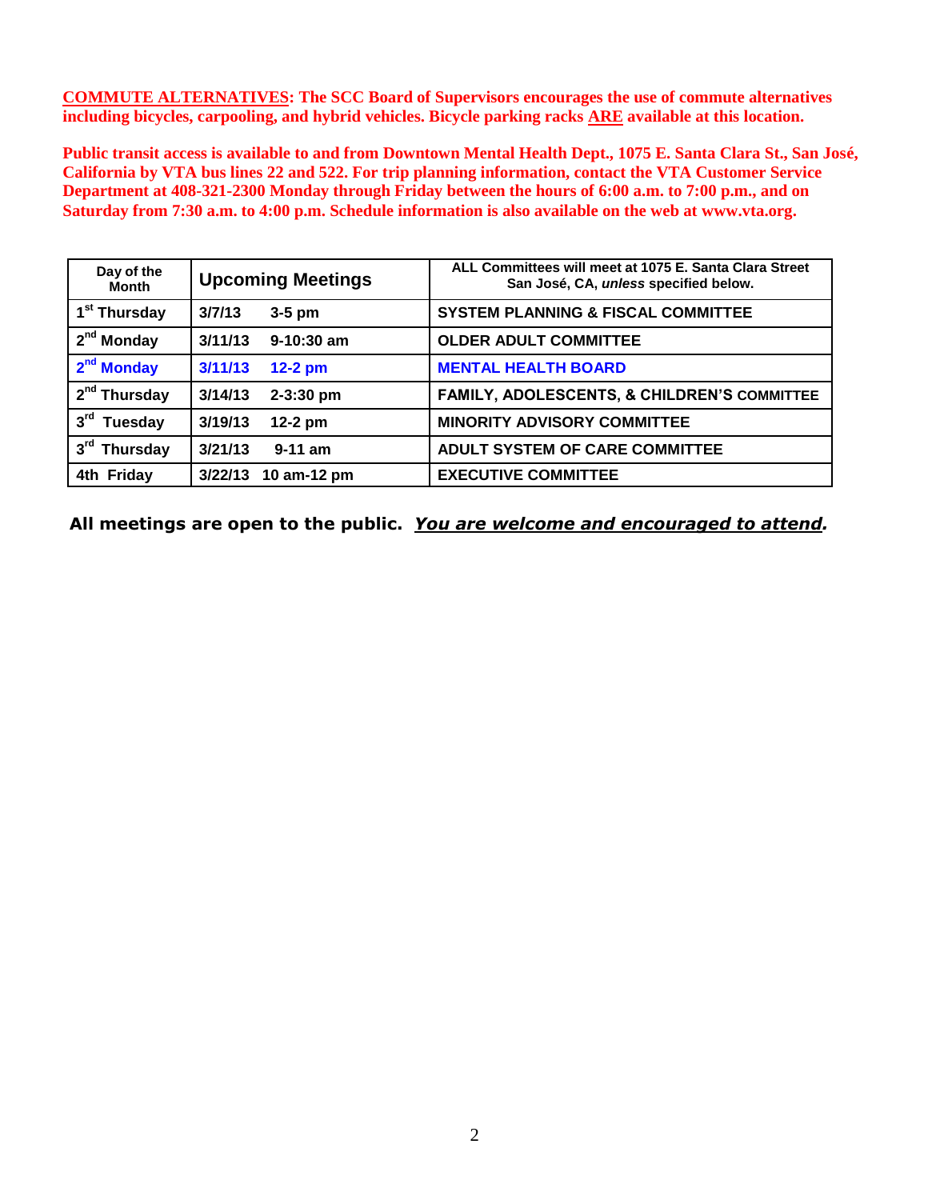**<u>COMMUTE ALTERNATIVES</u>: The SCC Board of Supervisors encourages the use of commute alternatives including bicycles, carpooling, and hybrid vehicles. Bicycle parking racks <u>ARE</u> available at this location.**

**Public transit access is available to and from Downtown Mental Health Dept., 1075 E. Santa Clara St., San José, California by VTA bus lines 22 and 522. For trip planning information, contact the VTA Customer Service Department at 408-321-2300 Monday through Friday between the hours of 6:00 a.m. to 7:00 p.m., and on Saturday from 7:30 a.m. to 4:00 p.m. Schedule information is also available on the web at www.vta.org.**

| Day of the Month | Upcoming Meetings | ALL Committees will meet at 1075 E. Santa Clara Street San José, CA, *unless* specified below. |
|---|---|---|
| 1st Thursday | 3/7/13 3-5 pm | SYSTEM PLANNING & FISCAL COMMITTEE |
| 2nd Monday | 3/11/13 9-10:30 am | OLDER ADULT COMMITTEE |
| 2nd Monday | 3/11/13 12-2 pm | MENTAL HEALTH BOARD |
| 2nd Thursday | 3/14/13 2-3:30 pm | FAMILY, ADOLESCENTS, & CHILDREN'S COMMITTEE |
| 3rd Tuesday | 3/19/13 12-2 pm | MINORITY ADVISORY COMMITTEE |
| 3rd Thursday | 3/21/13 9-11 am | ADULT SYSTEM OF CARE COMMITTEE |
| 4th Friday | 3/22/13 10 am-12 pm | EXECUTIVE COMMITTEE |

**All meetings are open to the public.** ***<u>You are welcome and encouraged to attend</u>.***